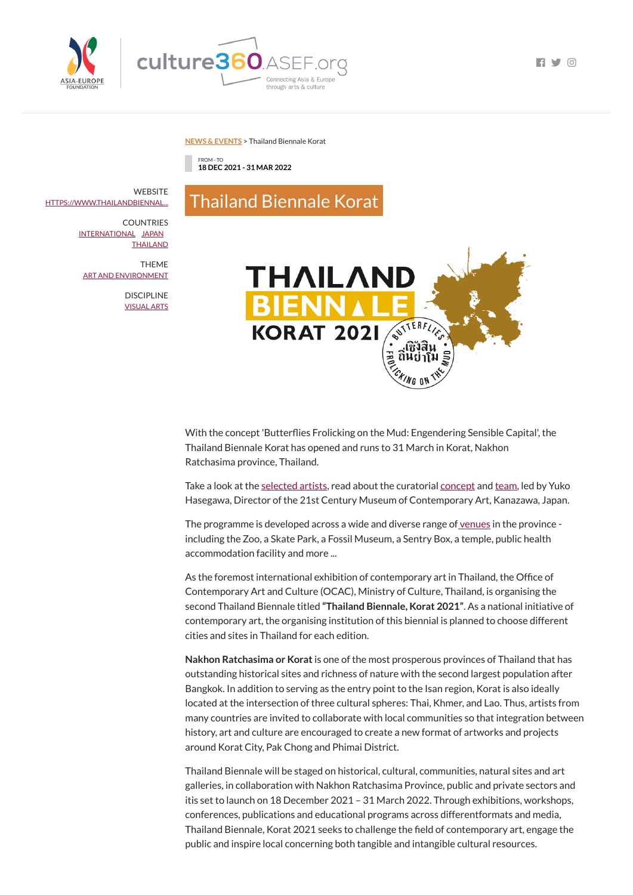NEWS & EVENTS > Thailand Biennale Korat

FROM - TO
**18 DEC 2021 - 31 MAR 2022**

WEBSITE
HTTPS://WWW.THAILANDBIENNAL...

COUNTRIES
INTERNATIONAL JAPAN
THAILAND

THEME
ART AND ENVIRONMENT

DISCIPLINE
VISUAL ARTS

# Thailand Biennale Korat

With the concept 'Butterflies Frolicking on the Mud: Engendering Sensible Capital', the Thailand Biennale Korat has opened and runs to 31 March in Korat, Nakhon Ratchasima province, Thailand.

Take a look at the selected artists, read about the curatorial concept and team, led by Yuko Hasegawa, Director of the 21st Century Museum of Contemporary Art, Kanazawa, Japan.

The programme is developed across a wide and diverse range of venues in the province - including the Zoo, a Skate Park, a Fossil Museum, a Sentry Box, a temple, public health accommodation facility and more ...

As the foremost international exhibition of contemporary art in Thailand, the Office of Contemporary Art and Culture (OCAC), Ministry of Culture, Thailand, is organising the second Thailand Biennale titled **"Thailand Biennale, Korat 2021"**. As a national initiative of contemporary art, the organising institution of this biennial is planned to choose different cities and sites in Thailand for each edition.

**Nakhon Ratchasima or Korat** is one of the most prosperous provinces of Thailand that has outstanding historical sites and richness of nature with the second largest population after Bangkok. In addition to serving as the entry point to the Isan region, Korat is also ideally located at the intersection of three cultural spheres: Thai, Khmer, and Lao. Thus, artists from many countries are invited to collaborate with local communities so that integration between history, art and culture are encouraged to create a new format of artworks and projects around Korat City, Pak Chong and Phimai District.

Thailand Biennale will be staged on historical, cultural, communities, natural sites and art galleries, in collaboration with Nakhon Ratchasima Province, public and private sectors and itis set to launch on 18 December 2021 – 31 March 2022. Through exhibitions, workshops, conferences, publications and educational programs across differentformats and media, Thailand Biennale, Korat 2021 seeks to challenge the field of contemporary art, engage the public and inspire local concerning both tangible and intangible cultural resources.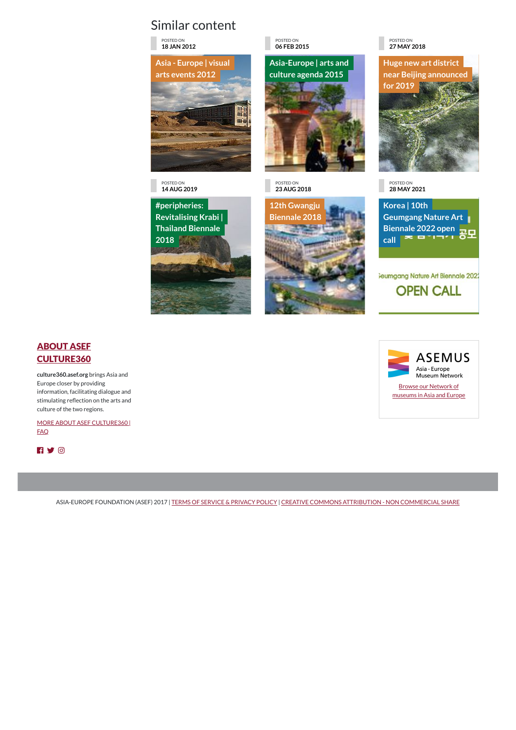## Similar content

POSTED ON
18 JAN 2012

Asia - Europe | visual arts events 2012

POSTED ON
06 FEB 2015

Asia-Europe | arts and culture agenda 2015

POSTED ON
27 MAY 2018

Huge new art district near Beijing announced for 2019

POSTED ON
14 AUG 2019

#peripheries: Revitalising Krabi | Thailand Biennale 2018

POSTED ON
23 AUG 2018

12th Gwangju Biennale 2018

POSTED ON
28 MAY 2021

Korea | 10th Geumgang Nature Art Biennale 2022 open call

## ABOUT ASEF CULTURE360

**culture360.asef.org** brings Asia and Europe closer by providing information, facilitating dialogue and stimulating reflection on the arts and culture of the two regions.

MORE ABOUT ASEF CULTURE360 | FAQ

ASEMUS
Asia - Europe Museum Network

Browse our Network of museums in Asia and Europe

ASIA-EUROPE FOUNDATION (ASEF) 2017 | TERMS OF SERVICE & PRIVACY POLICY | CREATIVE COMMONS ATTRIBUTION - NON COMMERCIAL SHARE